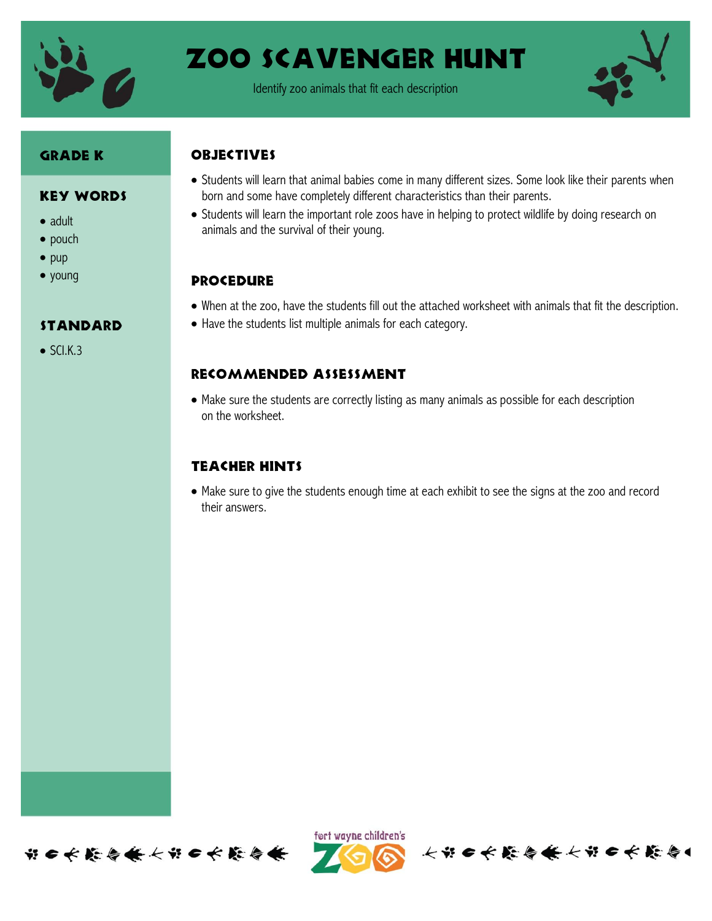# Zoo Scavenger Hunt

Identify zoo animals that fit each description

## Grade K

## Key Words

- adult
- pouch
- pup
- young

## Standard

- SCI.K.3

## Objectives

- Students will learn that animal babies come in many different sizes. Some look like their parents when born and some have completely different characteristics than their parents.
- Students will learn the important role zoos have in helping to protect wildlife by doing research on animals and the survival of their young.

## Procedure

- When at the zoo, have the students fill out the attached worksheet with animals that fit the description.
- Have the students list multiple animals for each category.

## Recommended Assessment

- Make sure the students are correctly listing as many animals as possible for each description on the worksheet.

## Teacher Hints

- Make sure to give the students enough time at each exhibit to see the signs at the zoo and record their answers.

fort wayne children's ZOO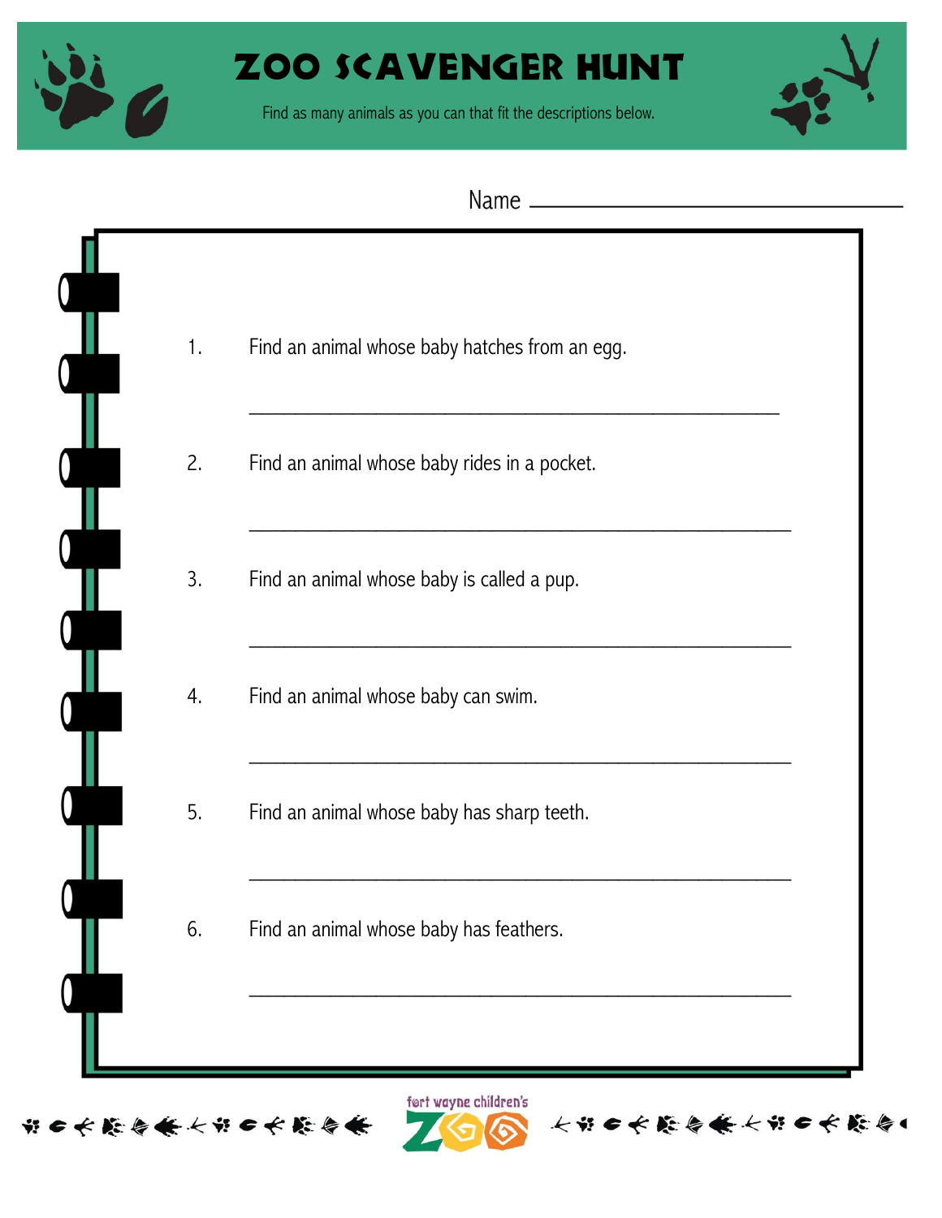# ZOO SCAVENGER HUNT

Find as many animals as you can that fit the descriptions below.

Name ______________________________

1. Find an animal whose baby hatches from an egg.

   ______________________________________________

2. Find an animal whose baby rides in a pocket.

   ______________________________________________

3. Find an animal whose baby is called a pup.

   ______________________________________________

4. Find an animal whose baby can swim.

   ______________________________________________

5. Find an animal whose baby has sharp teeth.

   ______________________________________________

6. Find an animal whose baby has feathers.

   ______________________________________________

fort wayne children's ZOO